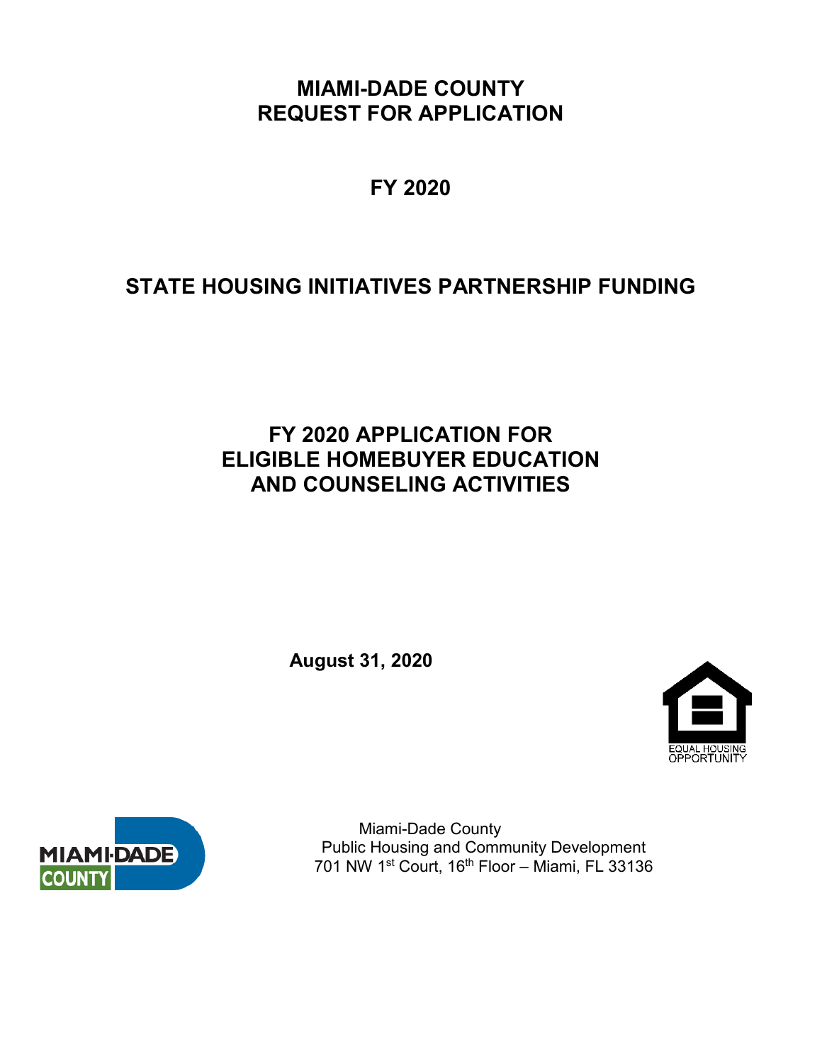# MIAMI-DADE COUNTY
# REQUEST FOR APPLICATION

## FY 2020

## STATE HOUSING INITIATIVES PARTNERSHIP FUNDING

## FY 2020 APPLICATION FOR ELIGIBLE HOMEBUYER EDUCATION AND COUNSELING ACTIVITIES

**August 31, 2020**

EQUAL HOUSING OPPORTUNITY

MIAMI-DADE COUNTY

Miami-Dade County
Public Housing and Community Development
701 NW 1st Court, 16th Floor – Miami, FL 33136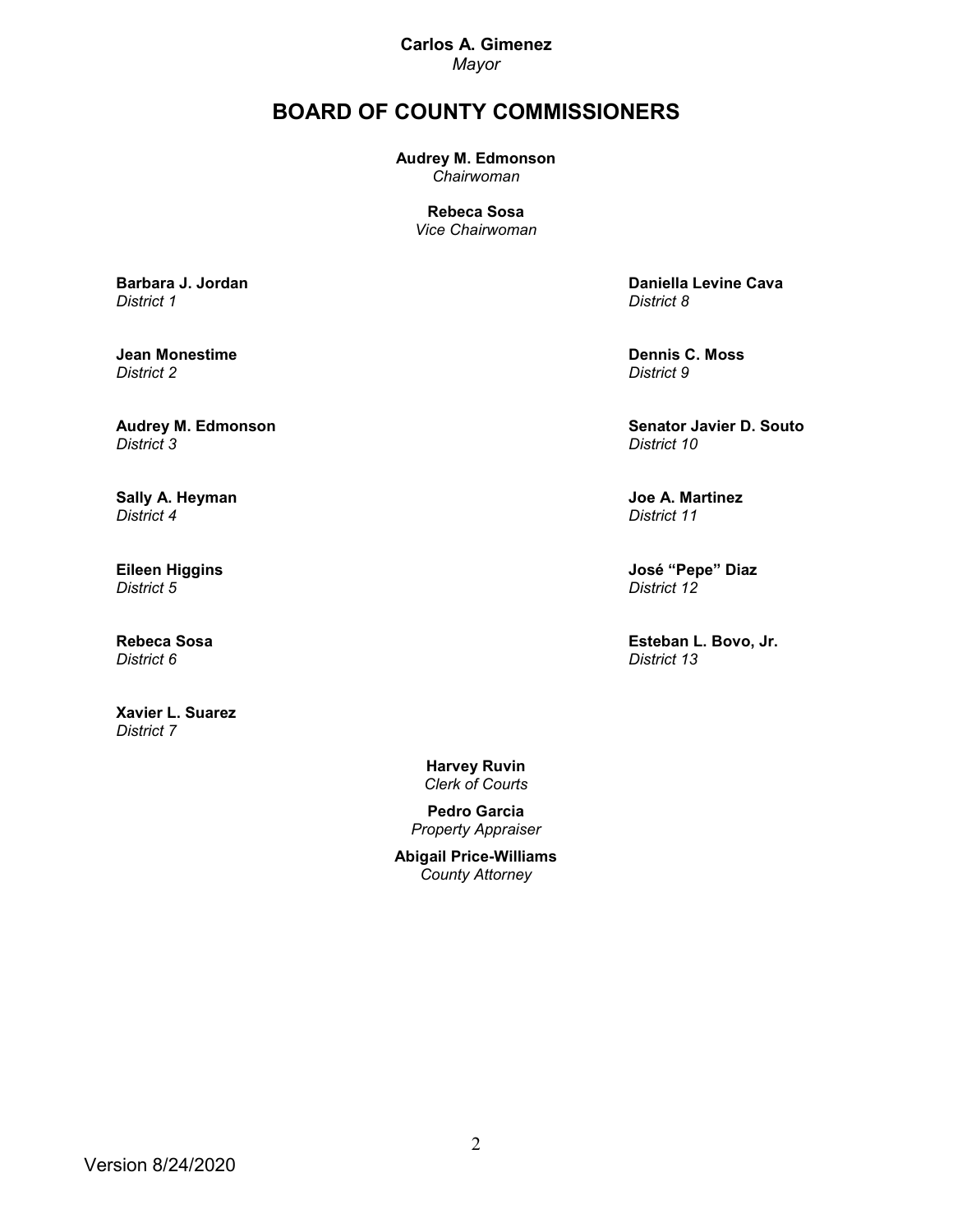**Carlos A. Gimenez**
*Mayor*

# BOARD OF COUNTY COMMISSIONERS

**Audrey M. Edmonson**
*Chairwoman*

**Rebeca Sosa**
*Vice Chairwoman*

**Barbara J. Jordan**
*District 1*

**Jean Monestime**
*District 2*

**Audrey M. Edmonson**
*District 3*

**Sally A. Heyman**
*District 4*

**Eileen Higgins**
*District 5*

**Rebeca Sosa**
*District 6*

**Xavier L. Suarez**
*District 7*

**Daniella Levine Cava**
*District 8*

**Dennis C. Moss**
*District 9*

**Senator Javier D. Souto**
*District 10*

**Joe A. Martinez**
*District 11*

**José "Pepe" Diaz**
*District 12*

**Esteban L. Bovo, Jr.**
*District 13*

**Harvey Ruvin**
*Clerk of Courts*

**Pedro Garcia**
*Property Appraiser*

**Abigail Price-Williams**
*County Attorney*

Version 8/24/2020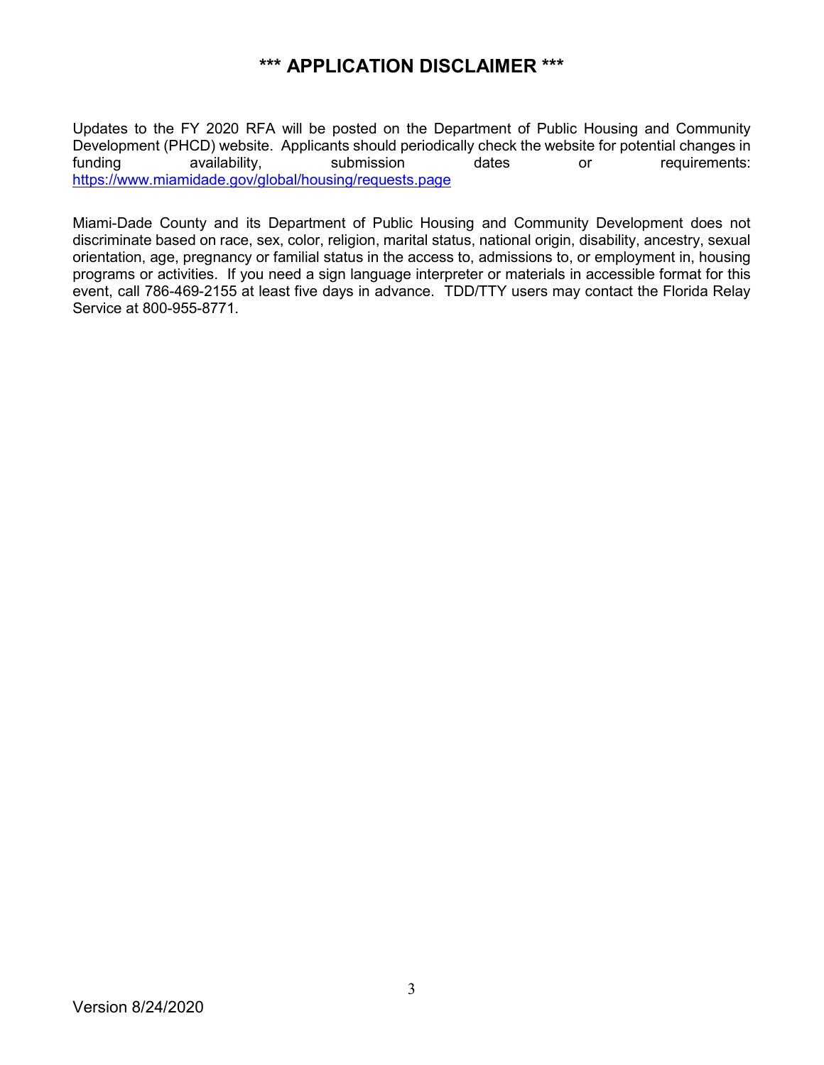# *** APPLICATION DISCLAIMER ***

Updates to the FY 2020 RFA will be posted on the Department of Public Housing and Community Development (PHCD) website. Applicants should periodically check the website for potential changes in funding availability, submission dates or requirements: https://www.miamidade.gov/global/housing/requests.page

Miami-Dade County and its Department of Public Housing and Community Development does not discriminate based on race, sex, color, religion, marital status, national origin, disability, ancestry, sexual orientation, age, pregnancy or familial status in the access to, admissions to, or employment in, housing programs or activities. If you need a sign language interpreter or materials in accessible format for this event, call 786-469-2155 at least five days in advance. TDD/TTY users may contact the Florida Relay Service at 800-955-8771.

Version 8/24/2020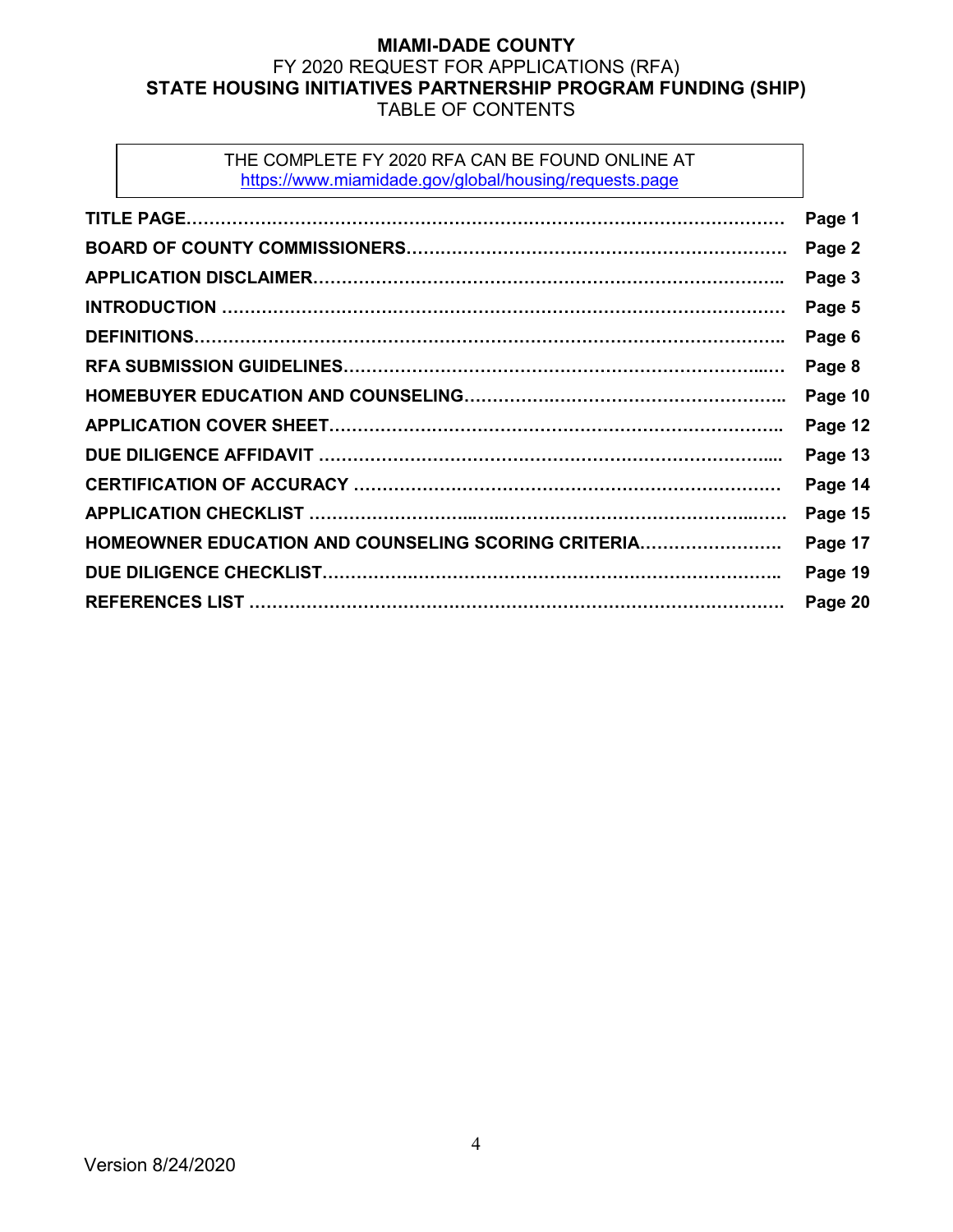# MIAMI-DADE COUNTY

FY 2020 REQUEST FOR APPLICATIONS (RFA)

**STATE HOUSING INITIATIVES PARTNERSHIP PROGRAM FUNDING (SHIP)**

TABLE OF CONTENTS

THE COMPLETE FY 2020 RFA CAN BE FOUND ONLINE AT
https://www.miamidade.gov/global/housing/requests.page

| | |
|---|---|
| **TITLE PAGE** | **Page 1** |
| **BOARD OF COUNTY COMMISSIONERS** | **Page 2** |
| **APPLICATION DISCLAIMER** | **Page 3** |
| **INTRODUCTION** | **Page 5** |
| **DEFINITIONS** | **Page 6** |
| **RFA SUBMISSION GUIDELINES** | **Page 8** |
| **HOMEBUYER EDUCATION AND COUNSELING** | **Page 10** |
| **APPLICATION COVER SHEET** | **Page 12** |
| **DUE DILIGENCE AFFIDAVIT** | **Page 13** |
| **CERTIFICATION OF ACCURACY** | **Page 14** |
| **APPLICATION CHECKLIST** | **Page 15** |
| **HOMEOWNER EDUCATION AND COUNSELING SCORING CRITERIA** | **Page 17** |
| **DUE DILIGENCE CHECKLIST** | **Page 19** |
| **REFERENCES LIST** | **Page 20** |

Version 8/24/2020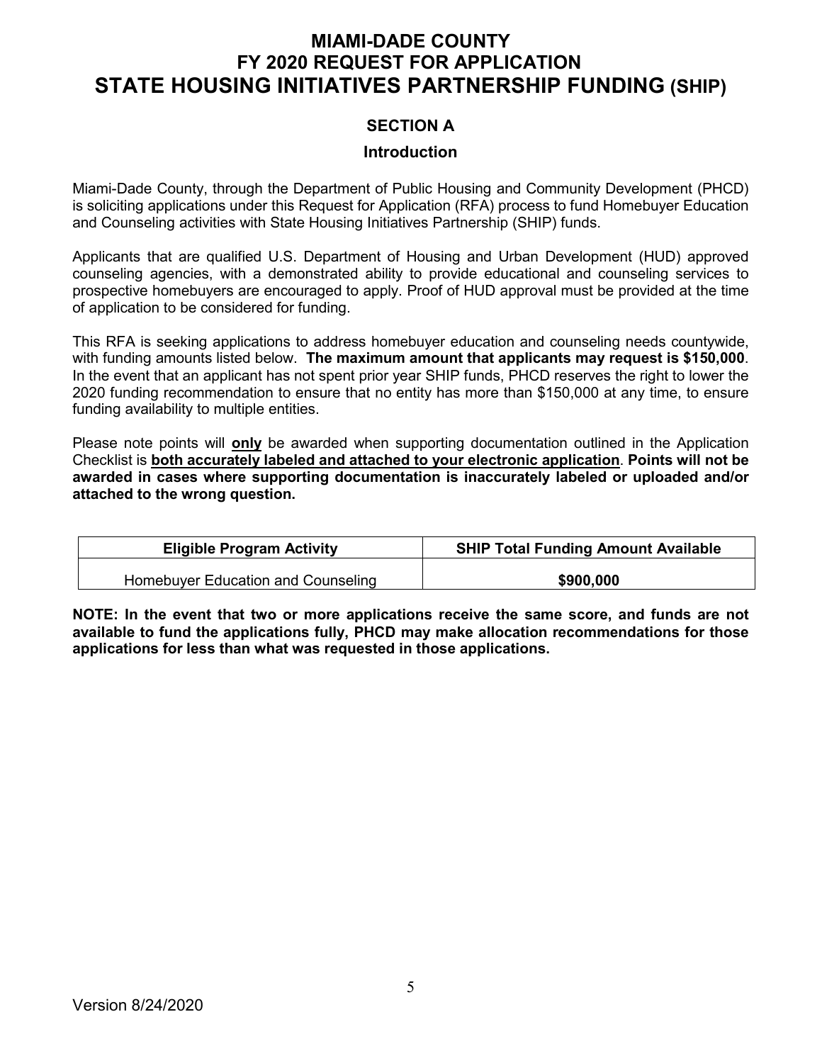# MIAMI-DADE COUNTY
# FY 2020 REQUEST FOR APPLICATION
# STATE HOUSING INITIATIVES PARTNERSHIP FUNDING (SHIP)

## SECTION A

### Introduction

Miami-Dade County, through the Department of Public Housing and Community Development (PHCD) is soliciting applications under this Request for Application (RFA) process to fund Homebuyer Education and Counseling activities with State Housing Initiatives Partnership (SHIP) funds.

Applicants that are qualified U.S. Department of Housing and Urban Development (HUD) approved counseling agencies, with a demonstrated ability to provide educational and counseling services to prospective homebuyers are encouraged to apply. Proof of HUD approval must be provided at the time of application to be considered for funding.

This RFA is seeking applications to address homebuyer education and counseling needs countywide, with funding amounts listed below. **The maximum amount that applicants may request is $150,000**. In the event that an applicant has not spent prior year SHIP funds, PHCD reserves the right to lower the 2020 funding recommendation to ensure that no entity has more than $150,000 at any time, to ensure funding availability to multiple entities.

Please note points will **only** be awarded when supporting documentation outlined in the Application Checklist is **both accurately labeled and attached to your electronic application**. **Points will not be awarded in cases where supporting documentation is inaccurately labeled or uploaded and/or attached to the wrong question.**

| Eligible Program Activity | SHIP Total Funding Amount Available |
| --- | --- |
| Homebuyer Education and Counseling | **$900,000** |

**NOTE: In the event that two or more applications receive the same score, and funds are not available to fund the applications fully, PHCD may make allocation recommendations for those applications for less than what was requested in those applications.**

Version 8/24/2020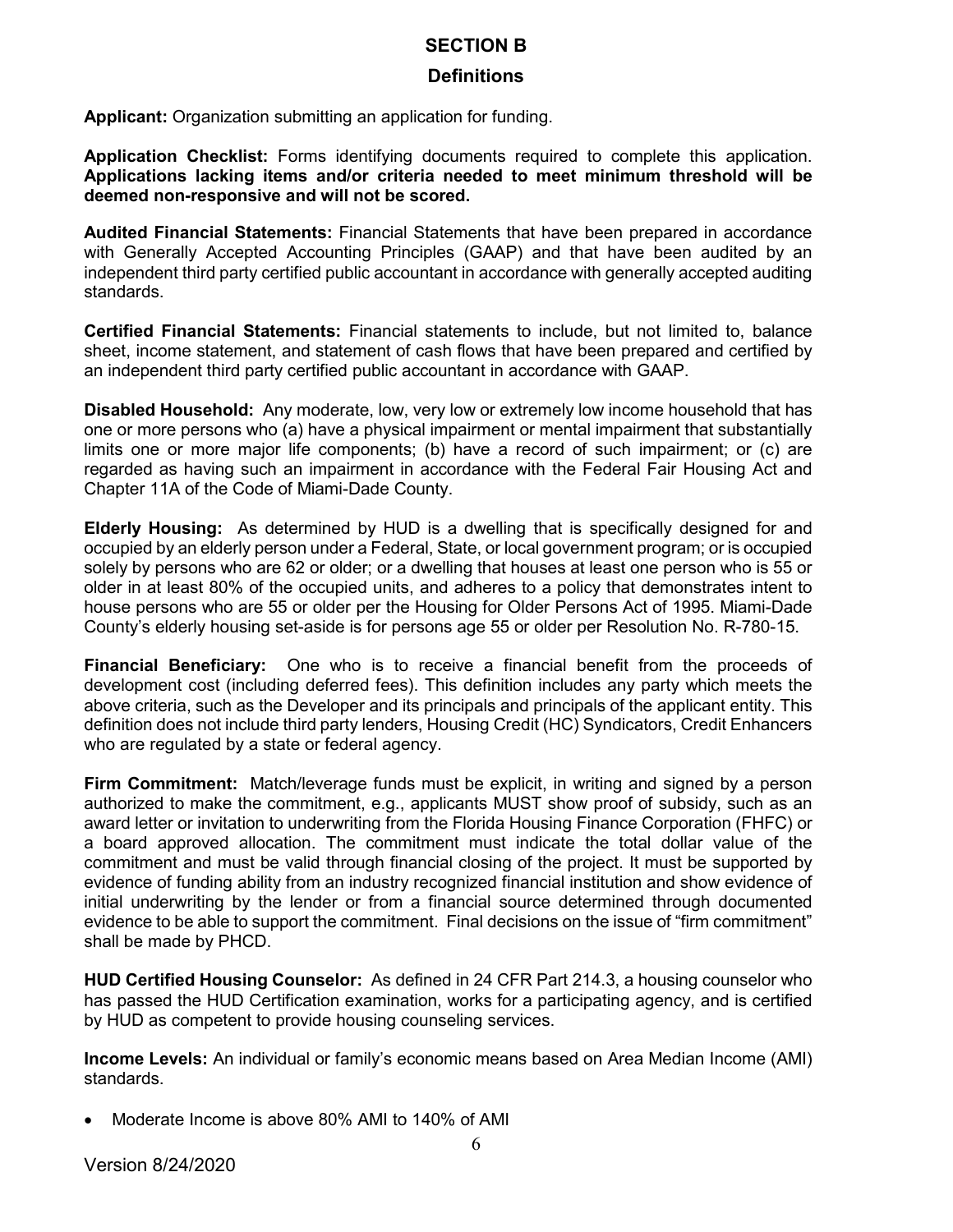## SECTION B

### Definitions

**Applicant:** Organization submitting an application for funding.

**Application Checklist:** Forms identifying documents required to complete this application. **Applications lacking items and/or criteria needed to meet minimum threshold will be deemed non-responsive and will not be scored.**

**Audited Financial Statements:** Financial Statements that have been prepared in accordance with Generally Accepted Accounting Principles (GAAP) and that have been audited by an independent third party certified public accountant in accordance with generally accepted auditing standards.

**Certified Financial Statements:** Financial statements to include, but not limited to, balance sheet, income statement, and statement of cash flows that have been prepared and certified by an independent third party certified public accountant in accordance with GAAP.

**Disabled Household:** Any moderate, low, very low or extremely low income household that has one or more persons who (a) have a physical impairment or mental impairment that substantially limits one or more major life components; (b) have a record of such impairment; or (c) are regarded as having such an impairment in accordance with the Federal Fair Housing Act and Chapter 11A of the Code of Miami-Dade County.

**Elderly Housing:** As determined by HUD is a dwelling that is specifically designed for and occupied by an elderly person under a Federal, State, or local government program; or is occupied solely by persons who are 62 or older; or a dwelling that houses at least one person who is 55 or older in at least 80% of the occupied units, and adheres to a policy that demonstrates intent to house persons who are 55 or older per the Housing for Older Persons Act of 1995. Miami-Dade County's elderly housing set-aside is for persons age 55 or older per Resolution No. R-780-15.

**Financial Beneficiary:** One who is to receive a financial benefit from the proceeds of development cost (including deferred fees). This definition includes any party which meets the above criteria, such as the Developer and its principals and principals of the applicant entity. This definition does not include third party lenders, Housing Credit (HC) Syndicators, Credit Enhancers who are regulated by a state or federal agency.

**Firm Commitment:** Match/leverage funds must be explicit, in writing and signed by a person authorized to make the commitment, e.g., applicants MUST show proof of subsidy, such as an award letter or invitation to underwriting from the Florida Housing Finance Corporation (FHFC) or a board approved allocation. The commitment must indicate the total dollar value of the commitment and must be valid through financial closing of the project. It must be supported by evidence of funding ability from an industry recognized financial institution and show evidence of initial underwriting by the lender or from a financial source determined through documented evidence to be able to support the commitment. Final decisions on the issue of "firm commitment" shall be made by PHCD.

**HUD Certified Housing Counselor:** As defined in 24 CFR Part 214.3, a housing counselor who has passed the HUD Certification examination, works for a participating agency, and is certified by HUD as competent to provide housing counseling services.

**Income Levels:** An individual or family's economic means based on Area Median Income (AMI) standards.

- Moderate Income is above 80% AMI to 140% of AMI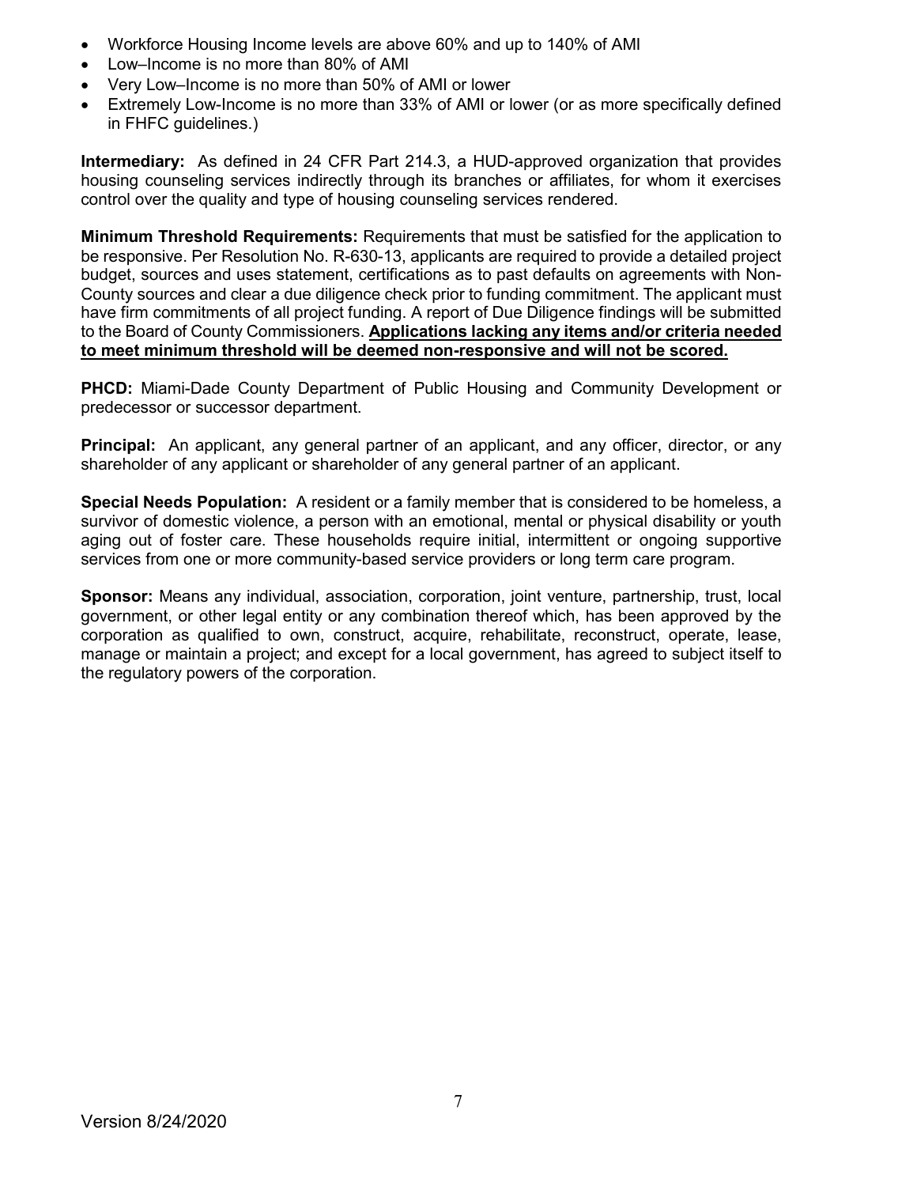- Workforce Housing Income levels are above 60% and up to 140% of AMI
- Low–Income is no more than 80% of AMI
- Very Low–Income is no more than 50% of AMI or lower
- Extremely Low-Income is no more than 33% of AMI or lower (or as more specifically defined in FHFC guidelines.)

**Intermediary:** As defined in 24 CFR Part 214.3, a HUD-approved organization that provides housing counseling services indirectly through its branches or affiliates, for whom it exercises control over the quality and type of housing counseling services rendered.

**Minimum Threshold Requirements:** Requirements that must be satisfied for the application to be responsive. Per Resolution No. R-630-13, applicants are required to provide a detailed project budget, sources and uses statement, certifications as to past defaults on agreements with Non-County sources and clear a due diligence check prior to funding commitment. The applicant must have firm commitments of all project funding. A report of Due Diligence findings will be submitted to the Board of County Commissioners. **Applications lacking any items and/or criteria needed to meet minimum threshold will be deemed non-responsive and will not be scored.**

**PHCD:** Miami-Dade County Department of Public Housing and Community Development or predecessor or successor department.

**Principal:** An applicant, any general partner of an applicant, and any officer, director, or any shareholder of any applicant or shareholder of any general partner of an applicant.

**Special Needs Population:** A resident or a family member that is considered to be homeless, a survivor of domestic violence, a person with an emotional, mental or physical disability or youth aging out of foster care. These households require initial, intermittent or ongoing supportive services from one or more community-based service providers or long term care program.

**Sponsor:** Means any individual, association, corporation, joint venture, partnership, trust, local government, or other legal entity or any combination thereof which, has been approved by the corporation as qualified to own, construct, acquire, rehabilitate, reconstruct, operate, lease, manage or maintain a project; and except for a local government, has agreed to subject itself to the regulatory powers of the corporation.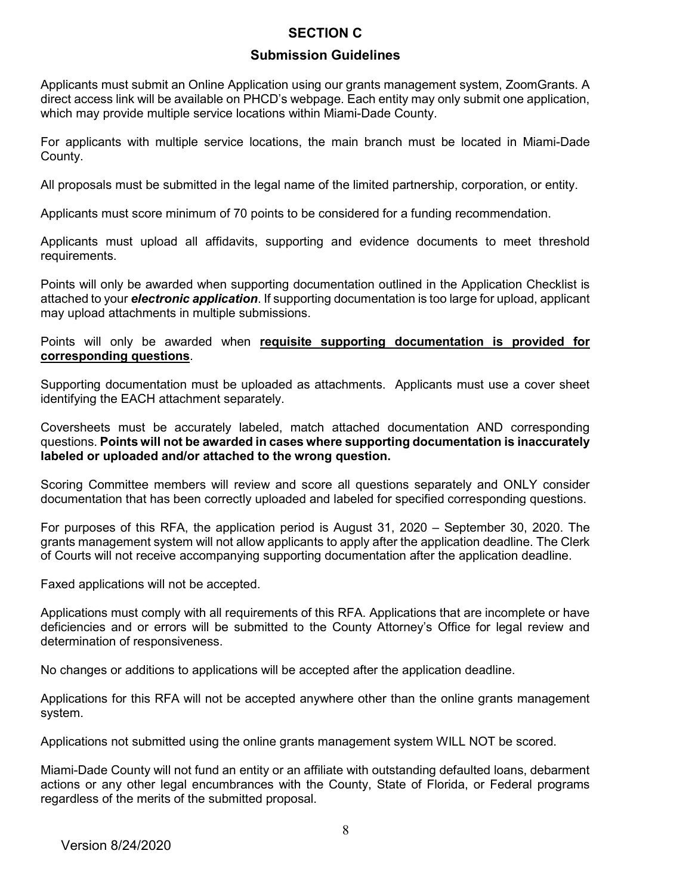# SECTION C

## Submission Guidelines

Applicants must submit an Online Application using our grants management system, ZoomGrants. A direct access link will be available on PHCD's webpage. Each entity may only submit one application, which may provide multiple service locations within Miami-Dade County.

For applicants with multiple service locations, the main branch must be located in Miami-Dade County.

All proposals must be submitted in the legal name of the limited partnership, corporation, or entity.

Applicants must score minimum of 70 points to be considered for a funding recommendation.

Applicants must upload all affidavits, supporting and evidence documents to meet threshold requirements.

Points will only be awarded when supporting documentation outlined in the Application Checklist is attached to your ***electronic application***. If supporting documentation is too large for upload, applicant may upload attachments in multiple submissions.

Points will only be awarded when **requisite supporting documentation is provided for corresponding questions**.

Supporting documentation must be uploaded as attachments. Applicants must use a cover sheet identifying the EACH attachment separately.

Coversheets must be accurately labeled, match attached documentation AND corresponding questions. **Points will not be awarded in cases where supporting documentation is inaccurately labeled or uploaded and/or attached to the wrong question.**

Scoring Committee members will review and score all questions separately and ONLY consider documentation that has been correctly uploaded and labeled for specified corresponding questions.

For purposes of this RFA, the application period is August 31, 2020 – September 30, 2020. The grants management system will not allow applicants to apply after the application deadline. The Clerk of Courts will not receive accompanying supporting documentation after the application deadline.

Faxed applications will not be accepted.

Applications must comply with all requirements of this RFA. Applications that are incomplete or have deficiencies and or errors will be submitted to the County Attorney's Office for legal review and determination of responsiveness.

No changes or additions to applications will be accepted after the application deadline.

Applications for this RFA will not be accepted anywhere other than the online grants management system.

Applications not submitted using the online grants management system WILL NOT be scored.

Miami-Dade County will not fund an entity or an affiliate with outstanding defaulted loans, debarment actions or any other legal encumbrances with the County, State of Florida, or Federal programs regardless of the merits of the submitted proposal.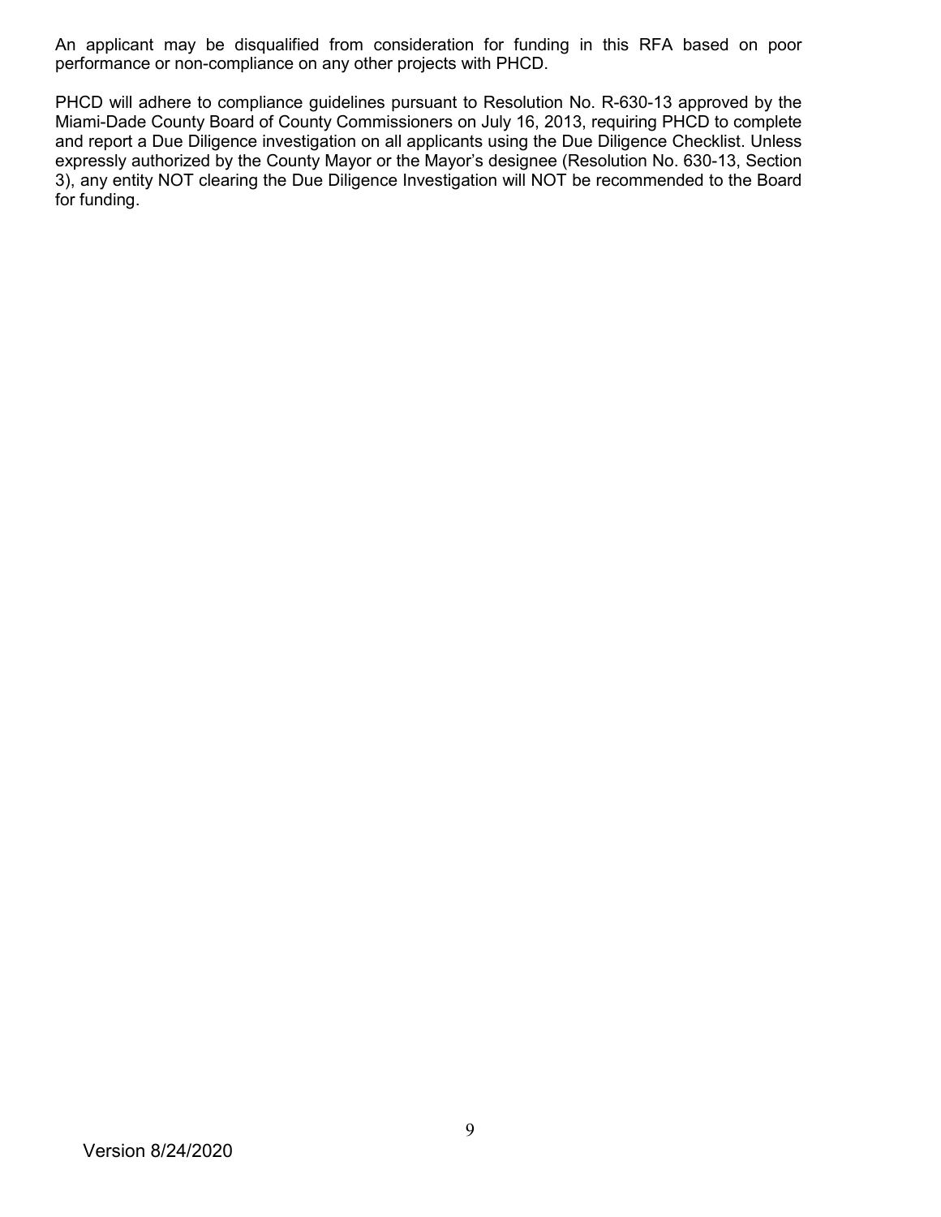An applicant may be disqualified from consideration for funding in this RFA based on poor performance or non-compliance on any other projects with PHCD.

PHCD will adhere to compliance guidelines pursuant to Resolution No. R-630-13 approved by the Miami-Dade County Board of County Commissioners on July 16, 2013, requiring PHCD to complete and report a Due Diligence investigation on all applicants using the Due Diligence Checklist. Unless expressly authorized by the County Mayor or the Mayor's designee (Resolution No. 630-13, Section 3), any entity NOT clearing the Due Diligence Investigation will NOT be recommended to the Board for funding.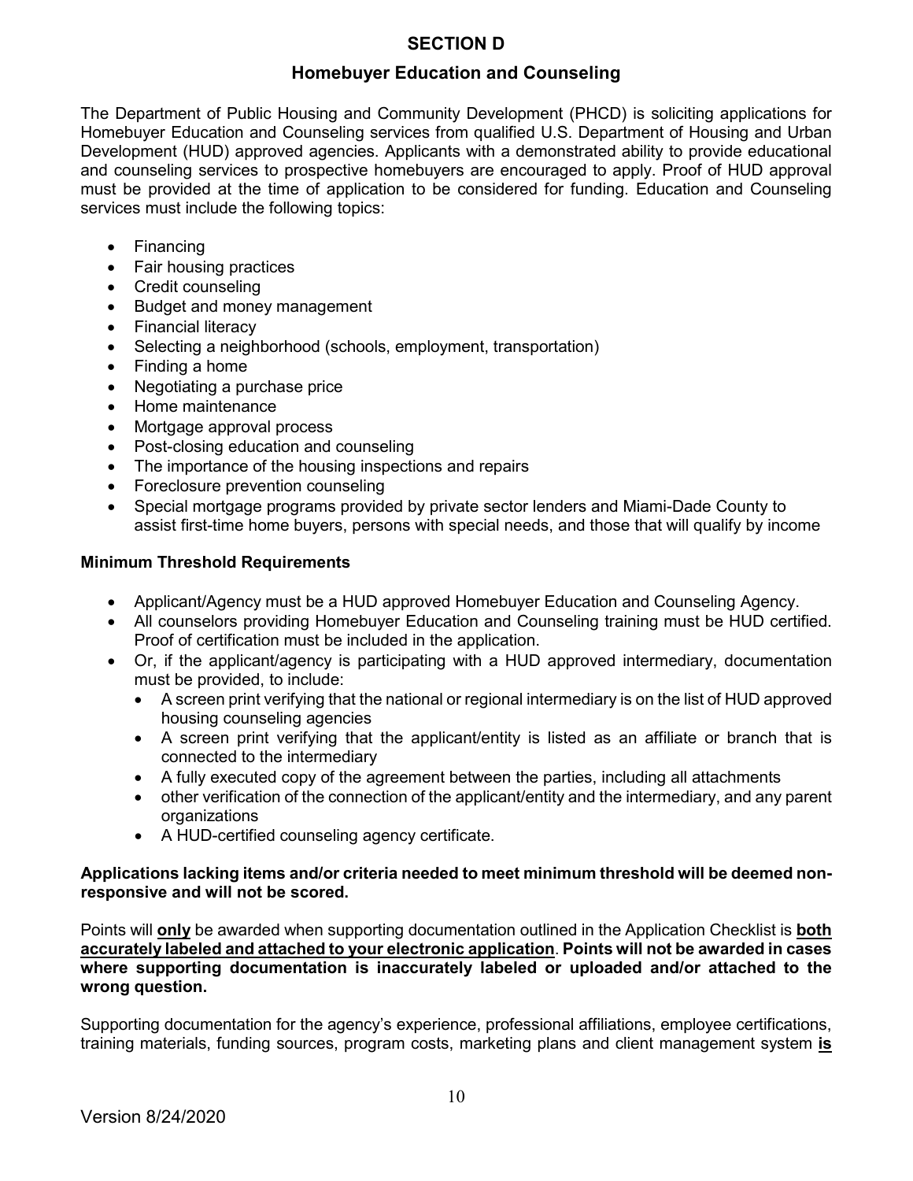# SECTION D

## Homebuyer Education and Counseling

The Department of Public Housing and Community Development (PHCD) is soliciting applications for Homebuyer Education and Counseling services from qualified U.S. Department of Housing and Urban Development (HUD) approved agencies. Applicants with a demonstrated ability to provide educational and counseling services to prospective homebuyers are encouraged to apply. Proof of HUD approval must be provided at the time of application to be considered for funding. Education and Counseling services must include the following topics:

- Financing
- Fair housing practices
- Credit counseling
- Budget and money management
- Financial literacy
- Selecting a neighborhood (schools, employment, transportation)
- Finding a home
- Negotiating a purchase price
- Home maintenance
- Mortgage approval process
- Post-closing education and counseling
- The importance of the housing inspections and repairs
- Foreclosure prevention counseling
- Special mortgage programs provided by private sector lenders and Miami-Dade County to assist first-time home buyers, persons with special needs, and those that will qualify by income

### Minimum Threshold Requirements

- Applicant/Agency must be a HUD approved Homebuyer Education and Counseling Agency.
- All counselors providing Homebuyer Education and Counseling training must be HUD certified. Proof of certification must be included in the application.
- Or, if the applicant/agency is participating with a HUD approved intermediary, documentation must be provided, to include:
  - A screen print verifying that the national or regional intermediary is on the list of HUD approved housing counseling agencies
  - A screen print verifying that the applicant/entity is listed as an affiliate or branch that is connected to the intermediary
  - A fully executed copy of the agreement between the parties, including all attachments
  - other verification of the connection of the applicant/entity and the intermediary, and any parent organizations
  - A HUD-certified counseling agency certificate.

**Applications lacking items and/or criteria needed to meet minimum threshold will be deemed non-responsive and will not be scored.**

Points will **only** be awarded when supporting documentation outlined in the Application Checklist is **both accurately labeled and attached to your electronic application**. **Points will not be awarded in cases where supporting documentation is inaccurately labeled or uploaded and/or attached to the wrong question.**

Supporting documentation for the agency's experience, professional affiliations, employee certifications, training materials, funding sources, program costs, marketing plans and client management system **is**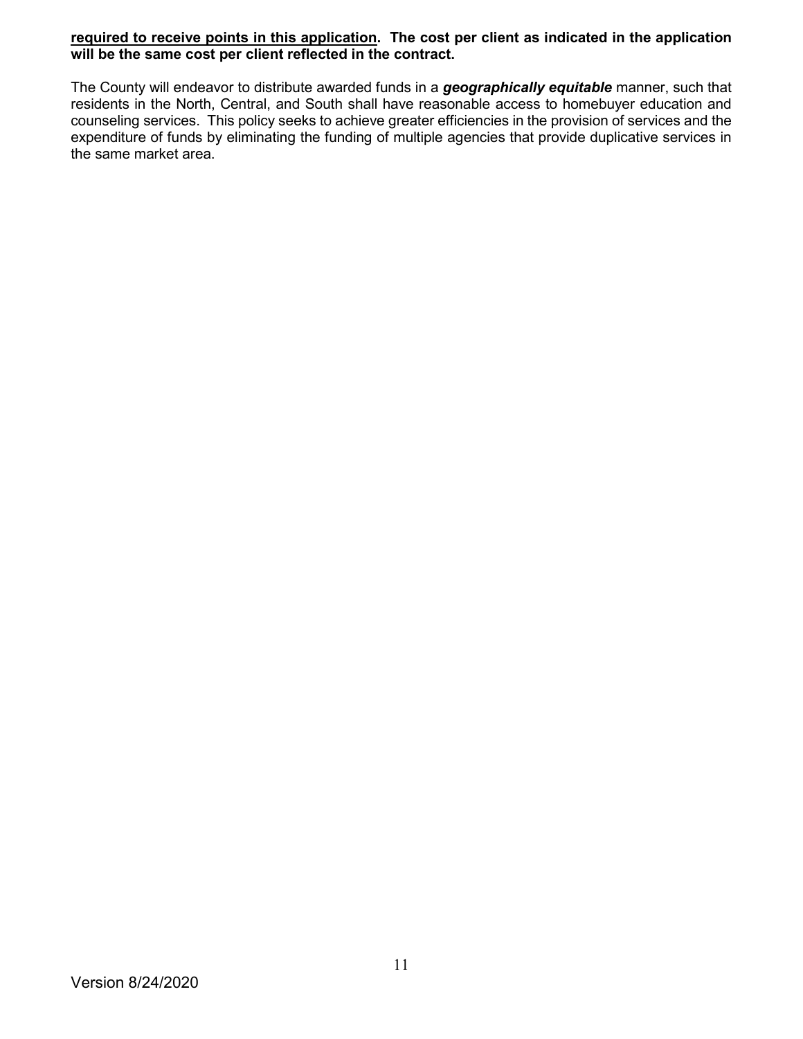**<u>required to receive points in this application</u>. The cost per client as indicated in the application will be the same cost per client reflected in the contract.**

The County will endeavor to distribute awarded funds in a ***geographically equitable*** manner, such that residents in the North, Central, and South shall have reasonable access to homebuyer education and counseling services. This policy seeks to achieve greater efficiencies in the provision of services and the expenditure of funds by eliminating the funding of multiple agencies that provide duplicative services in the same market area.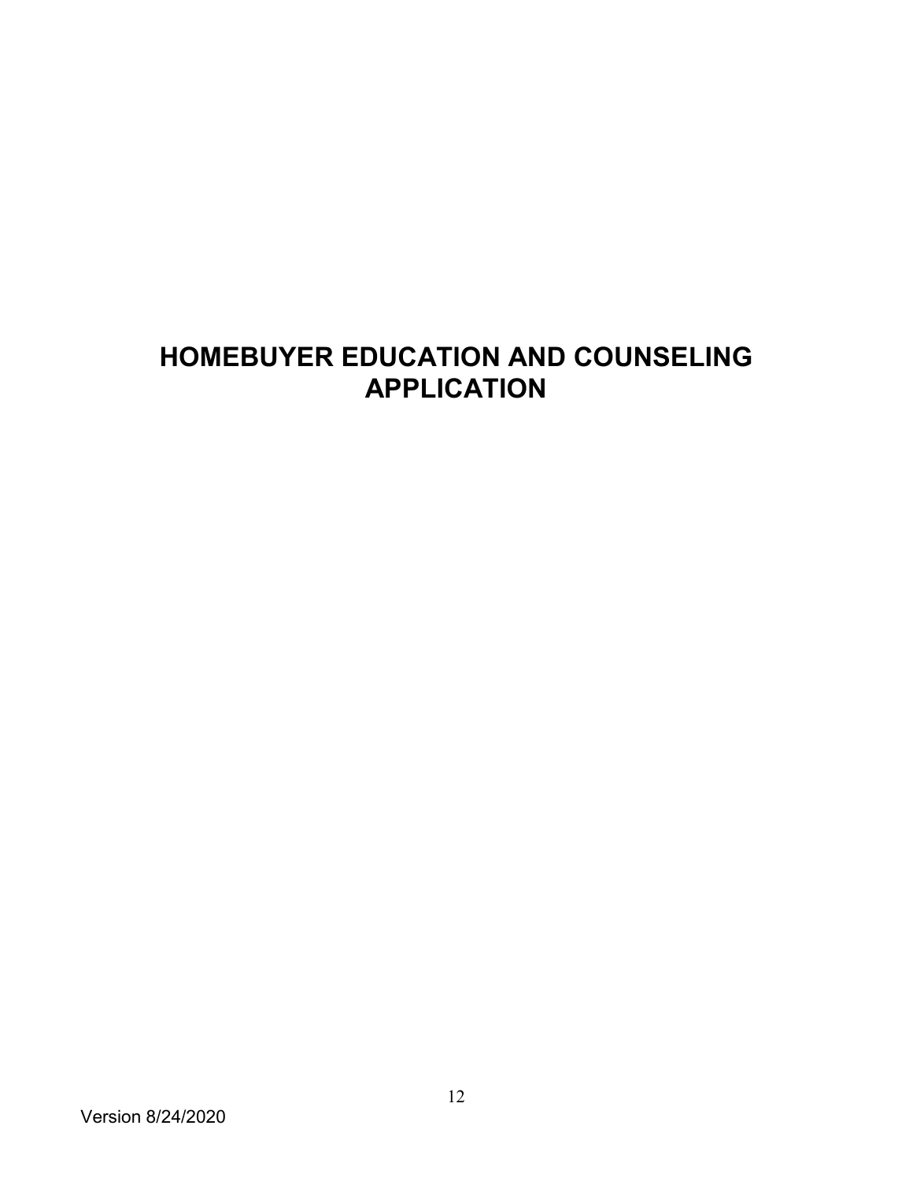# HOMEBUYER EDUCATION AND COUNSELING APPLICATION

Version 8/24/2020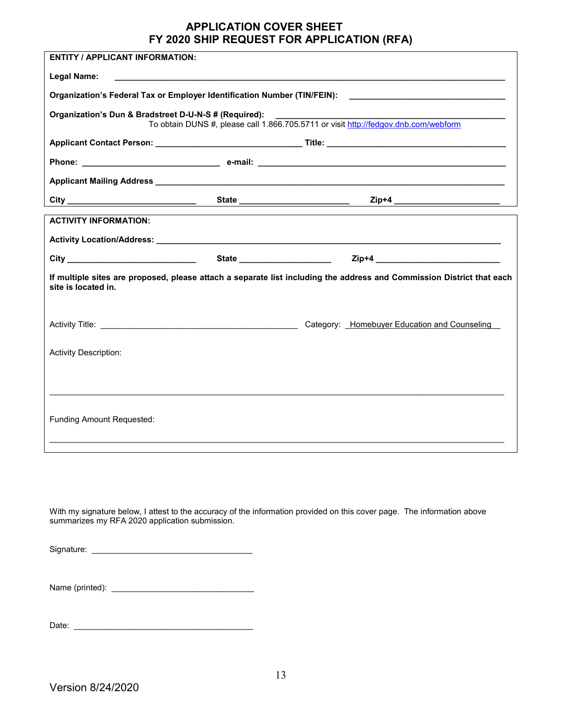# APPLICATION COVER SHEET
# FY 2020 SHIP REQUEST FOR APPLICATION (RFA)

**ENTITY / APPLICANT INFORMATION:**

**Legal Name:** ______________________________________________

**Organization's Federal Tax or Employer Identification Number (TIN/FEIN):** ____________________

**Organization's Dun & Bradstreet D-U-N-S # (Required):** ____________________

To obtain DUNS #, please call 1.866.705.5711 or visit http://fedgov.dnb.com/webform

**Applicant Contact Person:** ____________________ **Title:** ____________________

**Phone:** ____________________ **e-mail:** ____________________

**Applicant Mailing Address** ______________________________________________

**City** ____________________ **State** ____________________ **Zip+4** ____________________

**ACTIVITY INFORMATION:**

**Activity Location/Address:** ______________________________________________

**City** ____________________ **State** ____________________ **Zip+4** ____________________

**If multiple sites are proposed, please attach a separate list including the address and Commission District that each site is located in.**

Activity Title: ______________________________ Category: _Homebuyer Education and Counseling__

Activity Description:

______________________________________________

Funding Amount Requested:

______________________________________________

With my signature below, I attest to the accuracy of the information provided on this cover page. The information above summarizes my RFA 2020 application submission.

Signature: ______________________________

Name (printed): ______________________________

Date: ______________________________

Version 8/24/2020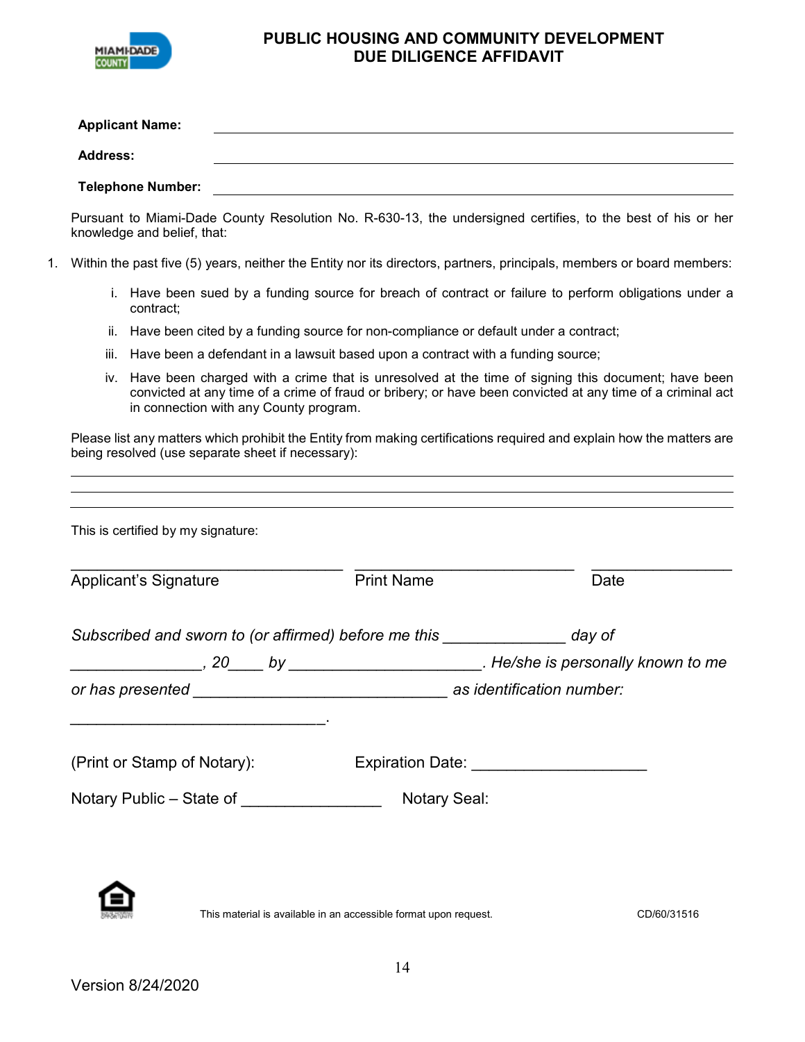# PUBLIC HOUSING AND COMMUNITY DEVELOPMENT
# DUE DILIGENCE AFFIDAVIT

**Applicant Name:** ____________________________________________

**Address:** ____________________________________________

**Telephone Number:** ____________________________________________

Pursuant to Miami-Dade County Resolution No. R-630-13, the undersigned certifies, to the best of his or her knowledge and belief, that:

1. Within the past five (5) years, neither the Entity nor its directors, partners, principals, members or board members:

   i. Have been sued by a funding source for breach of contract or failure to perform obligations under a contract;

   ii. Have been cited by a funding source for non-compliance or default under a contract;

   iii. Have been a defendant in a lawsuit based upon a contract with a funding source;

   iv. Have been charged with a crime that is unresolved at the time of signing this document; have been convicted at any time of a crime of fraud or bribery; or have been convicted at any time of a criminal act in connection with any County program.

Please list any matters which prohibit the Entity from making certifications required and explain how the matters are being resolved (use separate sheet if necessary):

______________________________________________________________________________

______________________________________________________________________________

______________________________________________________________________________

This is certified by my signature:

________________________________ ________________________________ ________________

Applicant's Signature Print Name Date

*Subscribed and sworn to (or affirmed) before me this ______________ day of ______________, 20____ by ______________________. He/she is personally known to me or has presented ____________________________ as identification number: ____________________________.*

(Print or Stamp of Notary): Expiration Date: ____________________

Notary Public – State of ________________ Notary Seal:

This material is available in an accessible format upon request.

CD/60/31516

Version 8/24/2020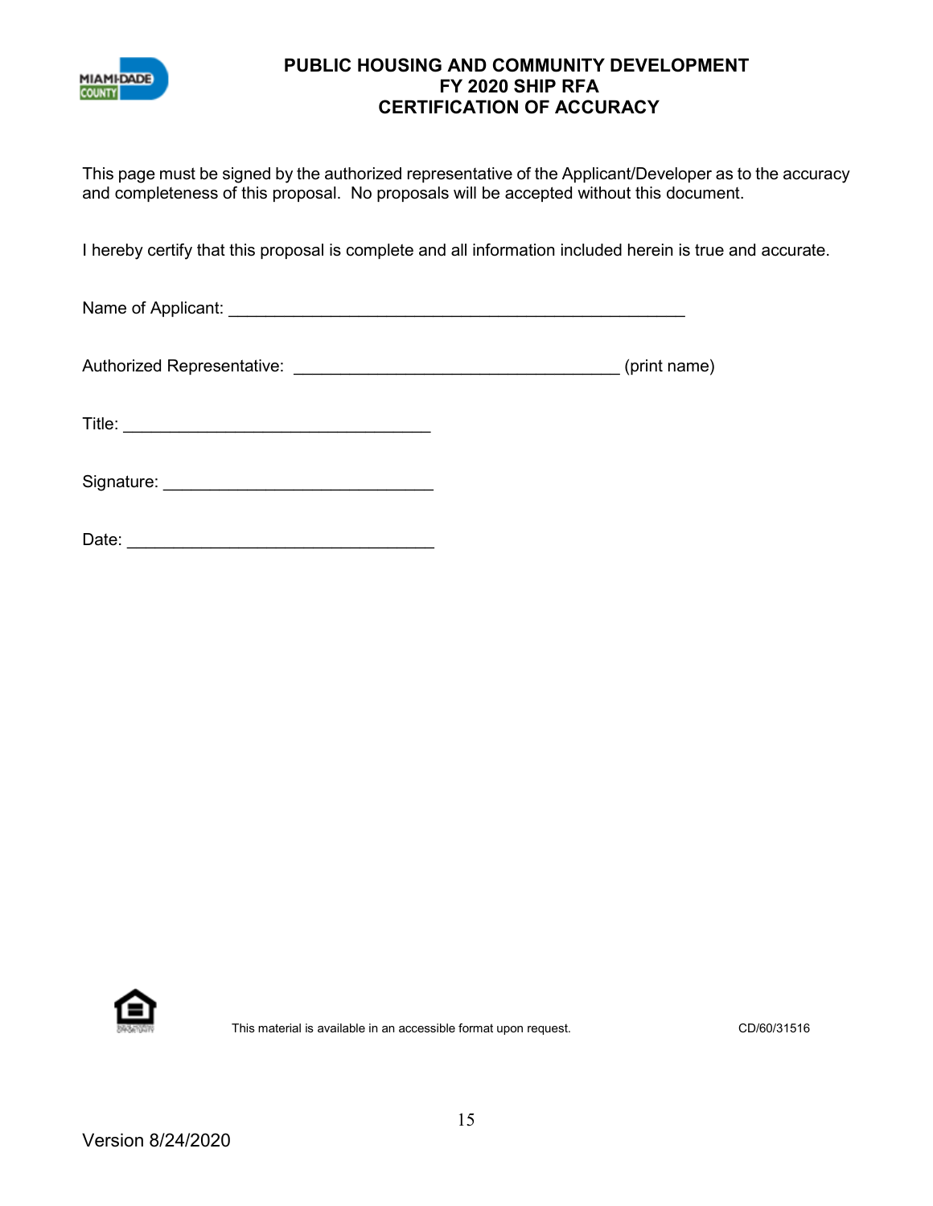# PUBLIC HOUSING AND COMMUNITY DEVELOPMENT
## FY 2020 SHIP RFA
## CERTIFICATION OF ACCURACY

This page must be signed by the authorized representative of the Applicant/Developer as to the accuracy and completeness of this proposal. No proposals will be accepted without this document.

I hereby certify that this proposal is complete and all information included herein is true and accurate.

Name of Applicant: ___________________________________________________

Authorized Representative: ____________________________________ (print name)

Title: _________________________________

Signature: _____________________________

Date: _________________________________

This material is available in an accessible format upon request.

CD/60/31516

Version 8/24/2020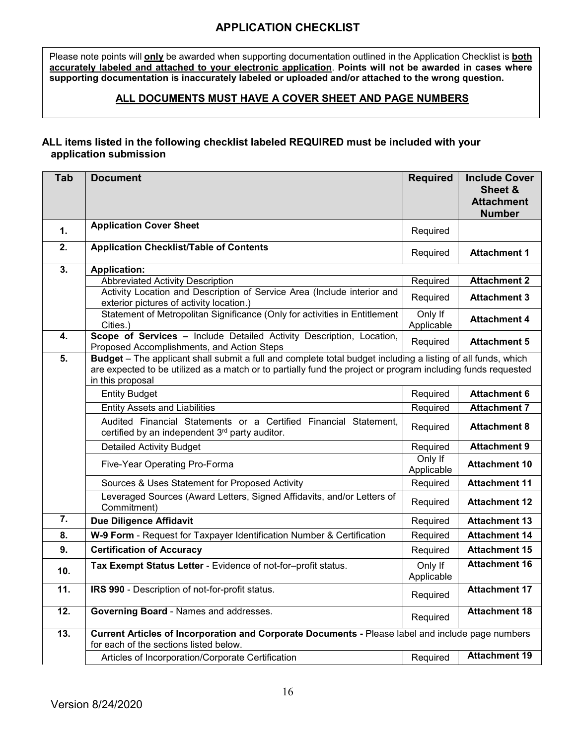# APPLICATION CHECKLIST

Please note points will **only** be awarded when supporting documentation outlined in the Application Checklist is **both accurately labeled and attached to your electronic application**. **Points will not be awarded in cases where supporting documentation is inaccurately labeled or uploaded and/or attached to the wrong question.**

**ALL DOCUMENTS MUST HAVE A COVER SHEET AND PAGE NUMBERS**

**ALL items listed in the following checklist labeled REQUIRED must be included with your application submission**

| Tab | Document | Required | Include Cover Sheet & Attachment Number |
|---|---|---|---|
| **1.** | **Application Cover Sheet** | Required | |
| **2.** | **Application Checklist/Table of Contents** | Required | **Attachment 1** |
| **3.** | **Application:** | | |
| | Abbreviated Activity Description | Required | **Attachment 2** |
| | Activity Location and Description of Service Area (Include interior and exterior pictures of activity location.) | Required | **Attachment 3** |
| | Statement of Metropolitan Significance (Only for activities in Entitlement Cities.) | Only If Applicable | **Attachment 4** |
| **4.** | **Scope of Services –** Include Detailed Activity Description, Location, Proposed Accomplishments, and Action Steps | Required | **Attachment 5** |
| **5.** | **Budget** – The applicant shall submit a full and complete total budget including a listing of all funds, which are expected to be utilized as a match or to partially fund the project or program including funds requested in this proposal | | |
| | Entity Budget | Required | **Attachment 6** |
| | Entity Assets and Liabilities | Required | **Attachment 7** |
| | Audited Financial Statements or a Certified Financial Statement, certified by an independent 3rd party auditor. | Required | **Attachment 8** |
| | Detailed Activity Budget | Required | **Attachment 9** |
| | Five-Year Operating Pro-Forma | Only If Applicable | **Attachment 10** |
| | Sources & Uses Statement for Proposed Activity | Required | **Attachment 11** |
| | Leveraged Sources (Award Letters, Signed Affidavits, and/or Letters of Commitment) | Required | **Attachment 12** |
| **7.** | **Due Diligence Affidavit** | Required | **Attachment 13** |
| **8.** | **W-9 Form** - Request for Taxpayer Identification Number & Certification | Required | **Attachment 14** |
| **9.** | **Certification of Accuracy** | Required | **Attachment 15** |
| **10.** | **Tax Exempt Status Letter** - Evidence of not-for–profit status. | Only If Applicable | **Attachment 16** |
| **11.** | **IRS 990** - Description of not-for-profit status. | Required | **Attachment 17** |
| **12.** | **Governing Board** - Names and addresses. | Required | **Attachment 18** |
| **13.** | **Current Articles of Incorporation and Corporate Documents -** Please label and include page numbers for each of the sections listed below. | | |
| | Articles of Incorporation/Corporate Certification | Required | **Attachment 19** |

Version 8/24/2020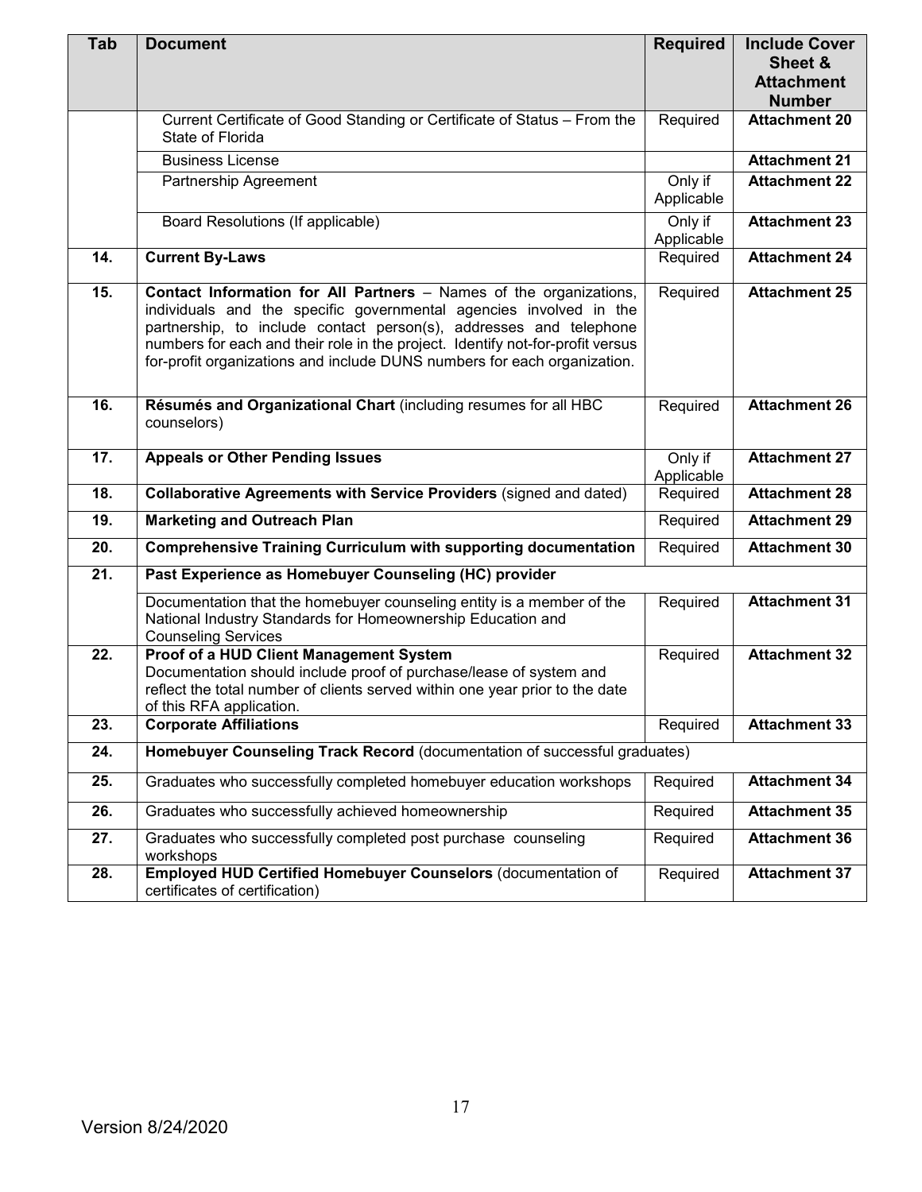| Tab | Document | Required | Include Cover Sheet & Attachment Number |
|---|---|---|---|
| | Current Certificate of Good Standing or Certificate of Status – From the State of Florida | Required | **Attachment 20** |
| | Business License | | **Attachment 21** |
| | Partnership Agreement | Only if Applicable | **Attachment 22** |
| | Board Resolutions (If applicable) | Only if Applicable | **Attachment 23** |
| **14.** | **Current By-Laws** | Required | **Attachment 24** |
| **15.** | **Contact Information for All Partners** – Names of the organizations, individuals and the specific governmental agencies involved in the partnership, to include contact person(s), addresses and telephone numbers for each and their role in the project. Identify not-for-profit versus for-profit organizations and include DUNS numbers for each organization. | Required | **Attachment 25** |
| **16.** | **Résumés and Organizational Chart** (including resumes for all HBC counselors) | Required | **Attachment 26** |
| **17.** | **Appeals or Other Pending Issues** | Only if Applicable | **Attachment 27** |
| **18.** | **Collaborative Agreements with Service Providers** (signed and dated) | Required | **Attachment 28** |
| **19.** | **Marketing and Outreach Plan** | Required | **Attachment 29** |
| **20.** | **Comprehensive Training Curriculum with supporting documentation** | Required | **Attachment 30** |
| **21.** | **Past Experience as Homebuyer Counseling (HC) provider** | | |
| | Documentation that the homebuyer counseling entity is a member of the National Industry Standards for Homeownership Education and Counseling Services | Required | **Attachment 31** |
| **22.** | **Proof of a HUD Client Management System** Documentation should include proof of purchase/lease of system and reflect the total number of clients served within one year prior to the date of this RFA application. | Required | **Attachment 32** |
| **23.** | **Corporate Affiliations** | Required | **Attachment 33** |
| **24.** | **Homebuyer Counseling Track Record** (documentation of successful graduates) | | |
| **25.** | Graduates who successfully completed homebuyer education workshops | Required | **Attachment 34** |
| **26.** | Graduates who successfully achieved homeownership | Required | **Attachment 35** |
| **27.** | Graduates who successfully completed post purchase counseling workshops | Required | **Attachment 36** |
| **28.** | **Employed HUD Certified Homebuyer Counselors** (documentation of certificates of certification) | Required | **Attachment 37** |

Version 8/24/2020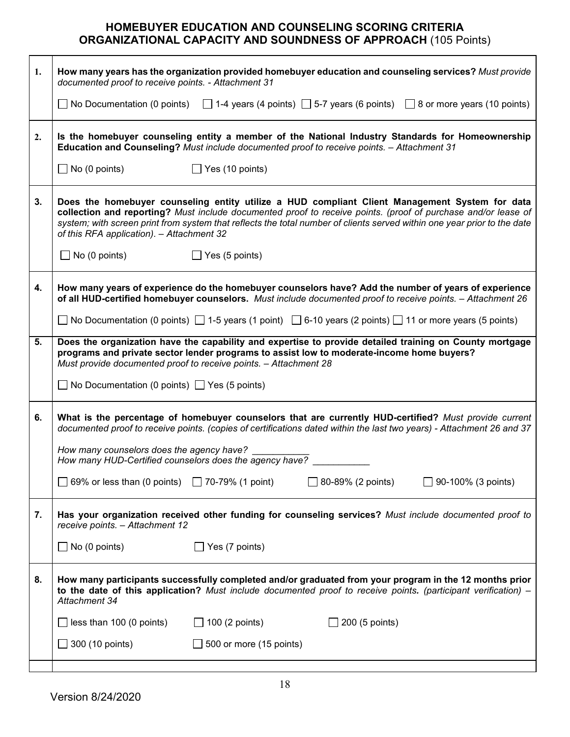# HOMEBUYER EDUCATION AND COUNSELING SCORING CRITERIA
## ORGANIZATIONAL CAPACITY AND SOUNDNESS OF APPROACH (105 Points)

| | |
|---|---|
| **1.** | **How many years has the organization provided homebuyer education and counseling services?** *Must provide documented proof to receive points. - Attachment 31*<br><br>☐ No Documentation (0 points) ☐ 1-4 years (4 points) ☐ 5-7 years (6 points) ☐ 8 or more years (10 points) |
| **2.** | **Is the homebuyer counseling entity a member of the National Industry Standards for Homeownership Education and Counseling?** *Must include documented proof to receive points. – Attachment 31*<br><br>☐ No (0 points) ☐ Yes (10 points) |
| **3.** | **Does the homebuyer counseling entity utilize a HUD compliant Client Management System for data collection and reporting?** *Must include documented proof to receive points. (proof of purchase and/or lease of system; with screen print from system that reflects the total number of clients served within one year prior to the date of this RFA application). – Attachment 32*<br><br>☐ No (0 points) ☐ Yes (5 points) |
| **4.** | **How many years of experience do the homebuyer counselors have? Add the number of years of experience of all HUD-certified homebuyer counselors.** *Must include documented proof to receive points. – Attachment 26*<br><br>☐ No Documentation (0 points) ☐ 1-5 years (1 point) ☐ 6-10 years (2 points) ☐ 11 or more years (5 points) |
| **5.** | **Does the organization have the capability and expertise to provide detailed training on County mortgage programs and private sector lender programs to assist low to moderate-income home buyers?** *Must provide documented proof to receive points. – Attachment 28*<br><br>☐ No Documentation (0 points) ☐ Yes (5 points) |
| **6.** | **What is the percentage of homebuyer counselors that are currently HUD-certified?** *Must provide current documented proof to receive points. (copies of certifications dated within the last two years) - Attachment 26 and 37*<br><br>*How many counselors does the agency have?* ___________<br>*How many HUD-Certified counselors does the agency have?* ___________<br><br>☐ 69% or less than (0 points) ☐ 70-79% (1 point) ☐ 80-89% (2 points) ☐ 90-100% (3 points) |
| **7.** | **Has your organization received other funding for counseling services?** *Must include documented proof to receive points. – Attachment 12*<br><br>☐ No (0 points) ☐ Yes (7 points) |
| **8.** | **How many participants successfully completed and/or graduated from your program in the 12 months prior to the date of this application?** *Must include documented proof to receive points. (participant verification) – Attachment 34*<br><br>☐ less than 100 (0 points) ☐ 100 (2 points) ☐ 200 (5 points)<br>☐ 300 (10 points) ☐ 500 or more (15 points) |
| | |

Version 8/24/2020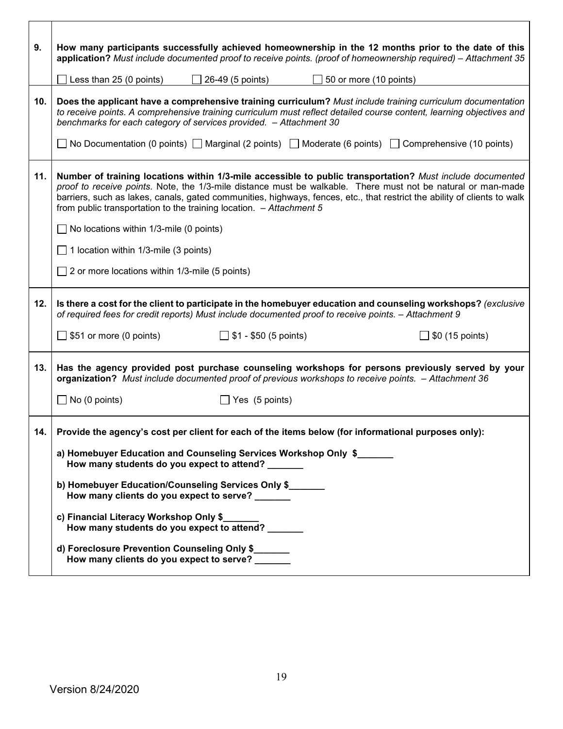| | |
|---|---|
| **9.** | **How many participants successfully achieved homeownership in the 12 months prior to the date of this application?** *Must include documented proof to receive points. (proof of homeownership required) – Attachment 35*<br><br>☐ Less than 25 (0 points) ☐ 26-49 (5 points) ☐ 50 or more (10 points) |
| **10.** | **Does the applicant have a comprehensive training curriculum?** *Must include training curriculum documentation to receive points. A comprehensive training curriculum must reflect detailed course content, learning objectives and benchmarks for each category of services provided. – Attachment 30*<br><br>☐ No Documentation (0 points) ☐ Marginal (2 points) ☐ Moderate (6 points) ☐ Comprehensive (10 points) |
| **11.** | **Number of training locations within 1/3-mile accessible to public transportation?** *Must include documented proof to receive points.* Note, the 1/3-mile distance must be walkable. There must not be natural or man-made barriers, such as lakes, canals, gated communities, highways, fences, etc., that restrict the ability of clients to walk from public transportation to the training location. *– Attachment 5*<br><br>☐ No locations within 1/3-mile (0 points)<br><br>☐ 1 location within 1/3-mile (3 points)<br><br>☐ 2 or more locations within 1/3-mile (5 points) |
| **12.** | **Is there a cost for the client to participate in the homebuyer education and counseling workshops?** *(exclusive of required fees for credit reports) Must include documented proof to receive points. – Attachment 9*<br><br>☐ $51 or more (0 points) ☐ $1 - $50 (5 points) ☐ $0 (15 points) |
| **13.** | **Has the agency provided post purchase counseling workshops for persons previously served by your organization?** *Must include documented proof of previous workshops to receive points. – Attachment 36*<br><br>☐ No (0 points) ☐ Yes (5 points) |
| **14.** | **Provide the agency's cost per client for each of the items below (for informational purposes only):**<br><br>**a) Homebuyer Education and Counseling Services Workshop Only $_______**<br>**How many students do you expect to attend? _______**<br><br>**b) Homebuyer Education/Counseling Services Only $_______**<br>**How many clients do you expect to serve? _______**<br><br>**c) Financial Literacy Workshop Only $_______**<br>**How many students do you expect to attend? _______**<br><br>**d) Foreclosure Prevention Counseling Only $_______**<br>**How many clients do you expect to serve? _______** |

Version 8/24/2020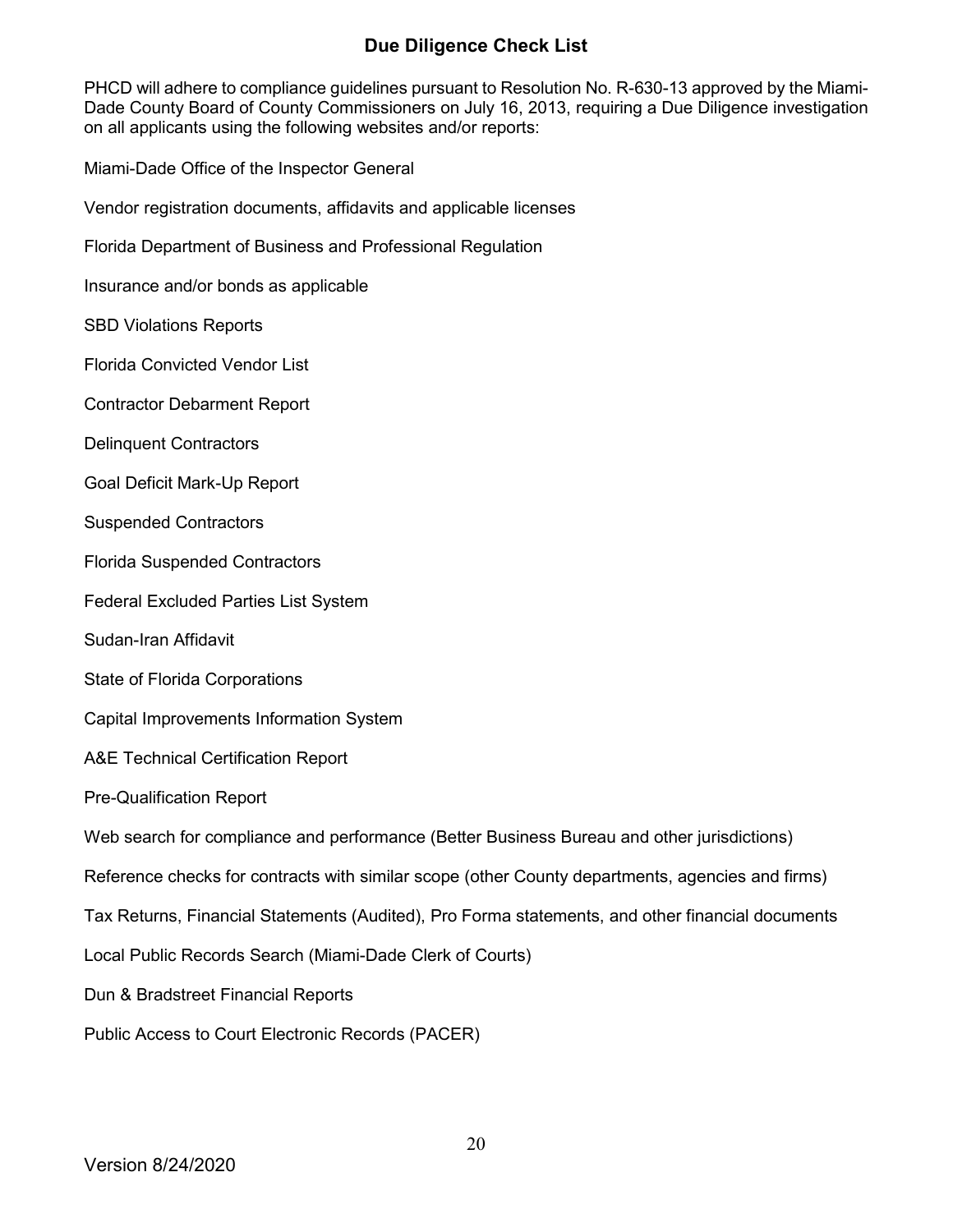# Due Diligence Check List

PHCD will adhere to compliance guidelines pursuant to Resolution No. R-630-13 approved by the Miami-Dade County Board of County Commissioners on July 16, 2013, requiring a Due Diligence investigation on all applicants using the following websites and/or reports:

Miami-Dade Office of the Inspector General

Vendor registration documents, affidavits and applicable licenses

Florida Department of Business and Professional Regulation

Insurance and/or bonds as applicable

SBD Violations Reports

Florida Convicted Vendor List

Contractor Debarment Report

Delinquent Contractors

Goal Deficit Mark-Up Report

Suspended Contractors

Florida Suspended Contractors

Federal Excluded Parties List System

Sudan-Iran Affidavit

State of Florida Corporations

Capital Improvements Information System

A&E Technical Certification Report

Pre-Qualification Report

Web search for compliance and performance (Better Business Bureau and other jurisdictions)

Reference checks for contracts with similar scope (other County departments, agencies and firms)

Tax Returns, Financial Statements (Audited), Pro Forma statements, and other financial documents

Local Public Records Search (Miami-Dade Clerk of Courts)

Dun & Bradstreet Financial Reports

Public Access to Court Electronic Records (PACER)

Version 8/24/2020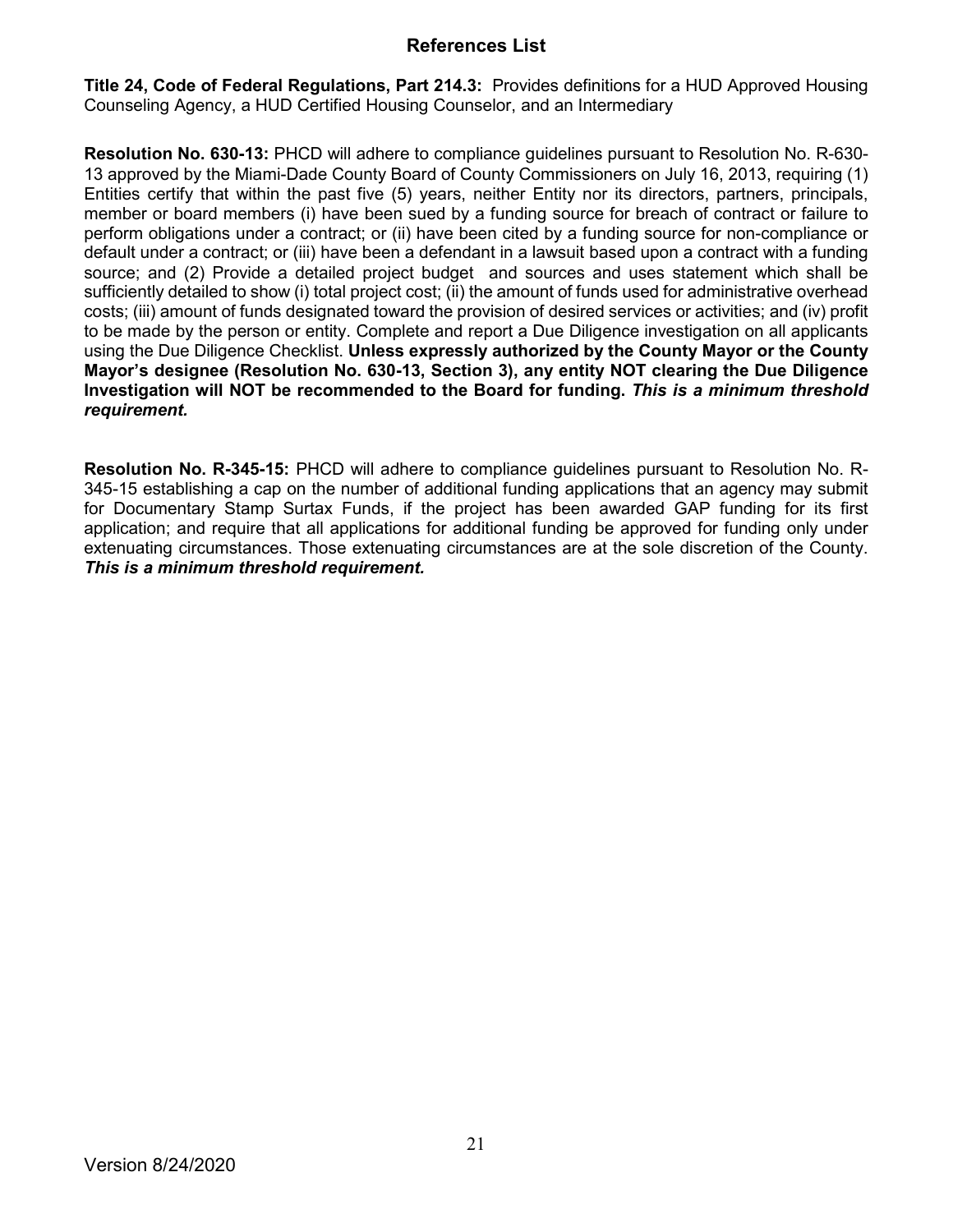## References List

**Title 24, Code of Federal Regulations, Part 214.3:** Provides definitions for a HUD Approved Housing Counseling Agency, a HUD Certified Housing Counselor, and an Intermediary

**Resolution No. 630-13:** PHCD will adhere to compliance guidelines pursuant to Resolution No. R-630-13 approved by the Miami-Dade County Board of County Commissioners on July 16, 2013, requiring (1) Entities certify that within the past five (5) years, neither Entity nor its directors, partners, principals, member or board members (i) have been sued by a funding source for breach of contract or failure to perform obligations under a contract; or (ii) have been cited by a funding source for non-compliance or default under a contract; or (iii) have been a defendant in a lawsuit based upon a contract with a funding source; and (2) Provide a detailed project budget and sources and uses statement which shall be sufficiently detailed to show (i) total project cost; (ii) the amount of funds used for administrative overhead costs; (iii) amount of funds designated toward the provision of desired services or activities; and (iv) profit to be made by the person or entity. Complete and report a Due Diligence investigation on all applicants using the Due Diligence Checklist. **Unless expressly authorized by the County Mayor or the County Mayor's designee (Resolution No. 630-13, Section 3), any entity NOT clearing the Due Diligence Investigation will NOT be recommended to the Board for funding.** ***This is a minimum threshold requirement.***

**Resolution No. R-345-15:** PHCD will adhere to compliance guidelines pursuant to Resolution No. R-345-15 establishing a cap on the number of additional funding applications that an agency may submit for Documentary Stamp Surtax Funds, if the project has been awarded GAP funding for its first application; and require that all applications for additional funding be approved for funding only under extenuating circumstances. Those extenuating circumstances are at the sole discretion of the County. ***This is a minimum threshold requirement.***

Version 8/24/2020